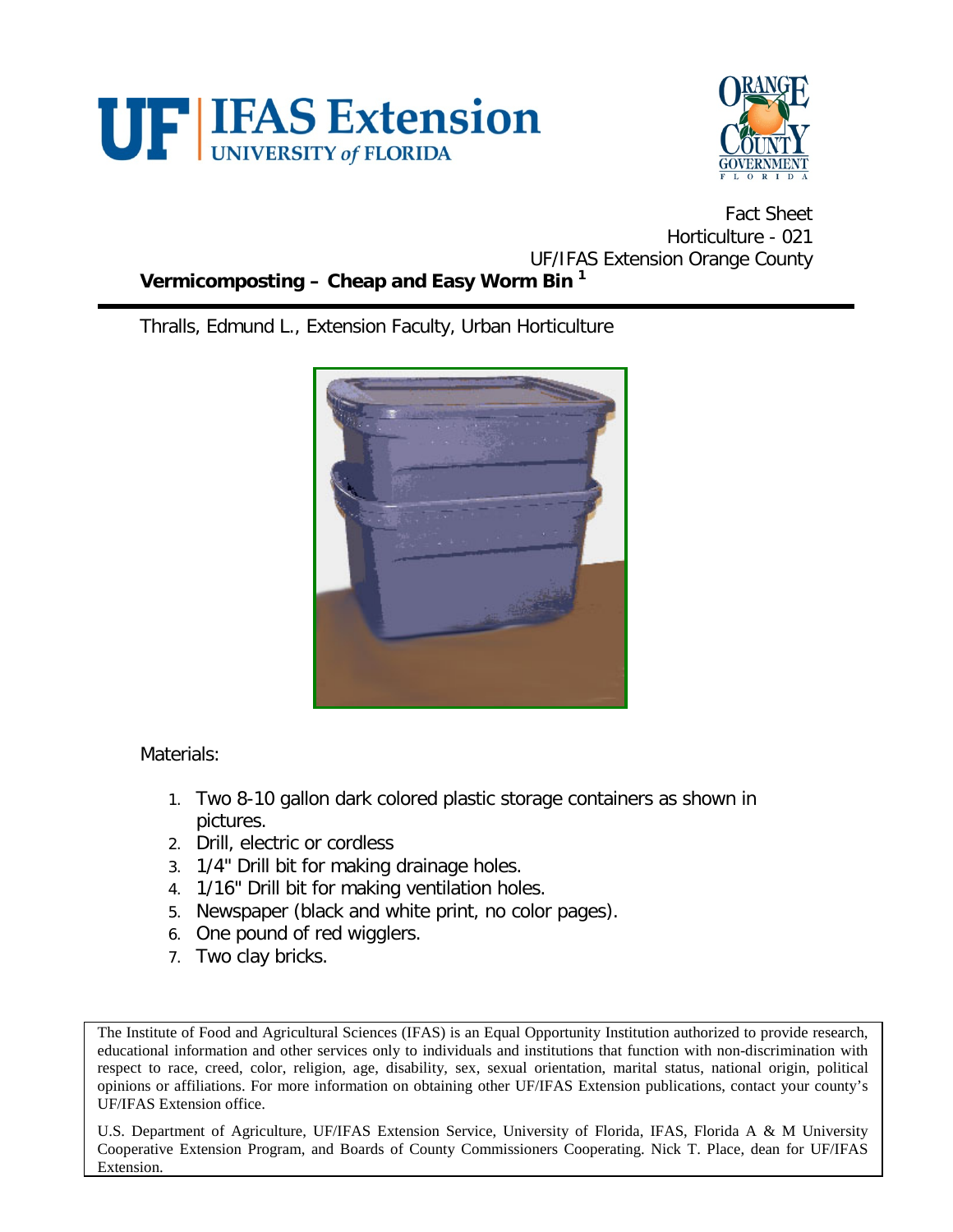Fact Sheet
Horticulture - 021
UF/IFAS Extension Orange County

# Vermicomposting – Cheap and Easy Worm Bin [1]

Thralls, Edmund L., Extension Faculty, Urban Horticulture

Materials:

1. Two 8-10 gallon dark colored plastic storage containers as shown in pictures.
2. Drill, electric or cordless
3. 1/4" Drill bit for making drainage holes.
4. 1/16" Drill bit for making ventilation holes.
5. Newspaper (black and white print, no color pages).
6. One pound of red wigglers.
7. Two clay bricks.

The Institute of Food and Agricultural Sciences (IFAS) is an Equal Opportunity Institution authorized to provide research, educational information and other services only to individuals and institutions that function with non-discrimination with respect to race, creed, color, religion, age, disability, sex, sexual orientation, marital status, national origin, political opinions or affiliations. For more information on obtaining other UF/IFAS Extension publications, contact your county's UF/IFAS Extension office.

U.S. Department of Agriculture, UF/IFAS Extension Service, University of Florida, IFAS, Florida A & M University Cooperative Extension Program, and Boards of County Commissioners Cooperating. Nick T. Place, dean for UF/IFAS Extension.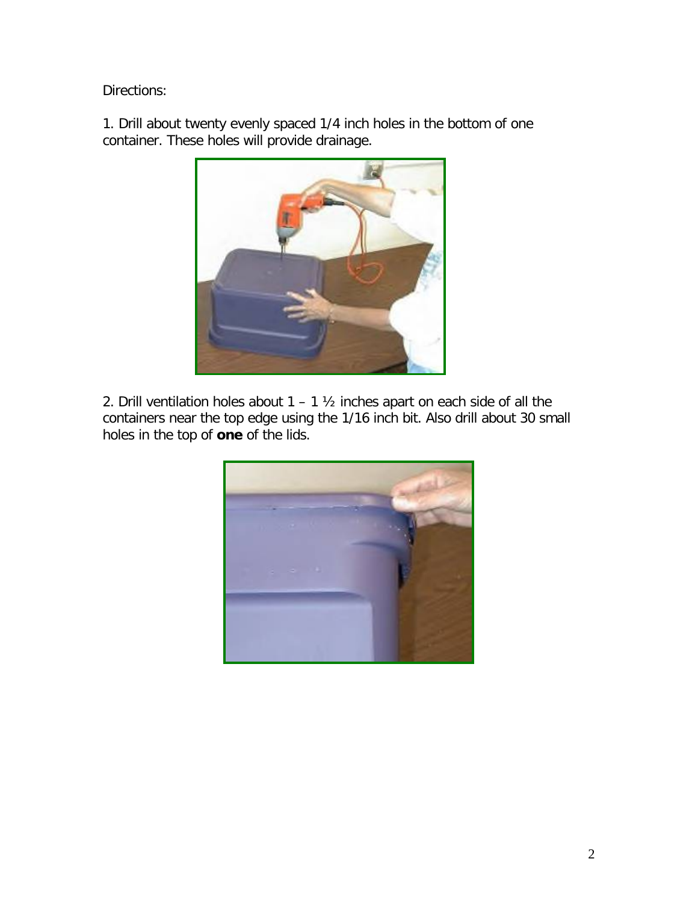Directions:

1. Drill about twenty evenly spaced 1/4 inch holes in the bottom of one container. These holes will provide drainage.

2. Drill ventilation holes about 1 – 1 ½ inches apart on each side of all the containers near the top edge using the 1/16 inch bit. Also drill about 30 small holes in the top of **one** of the lids.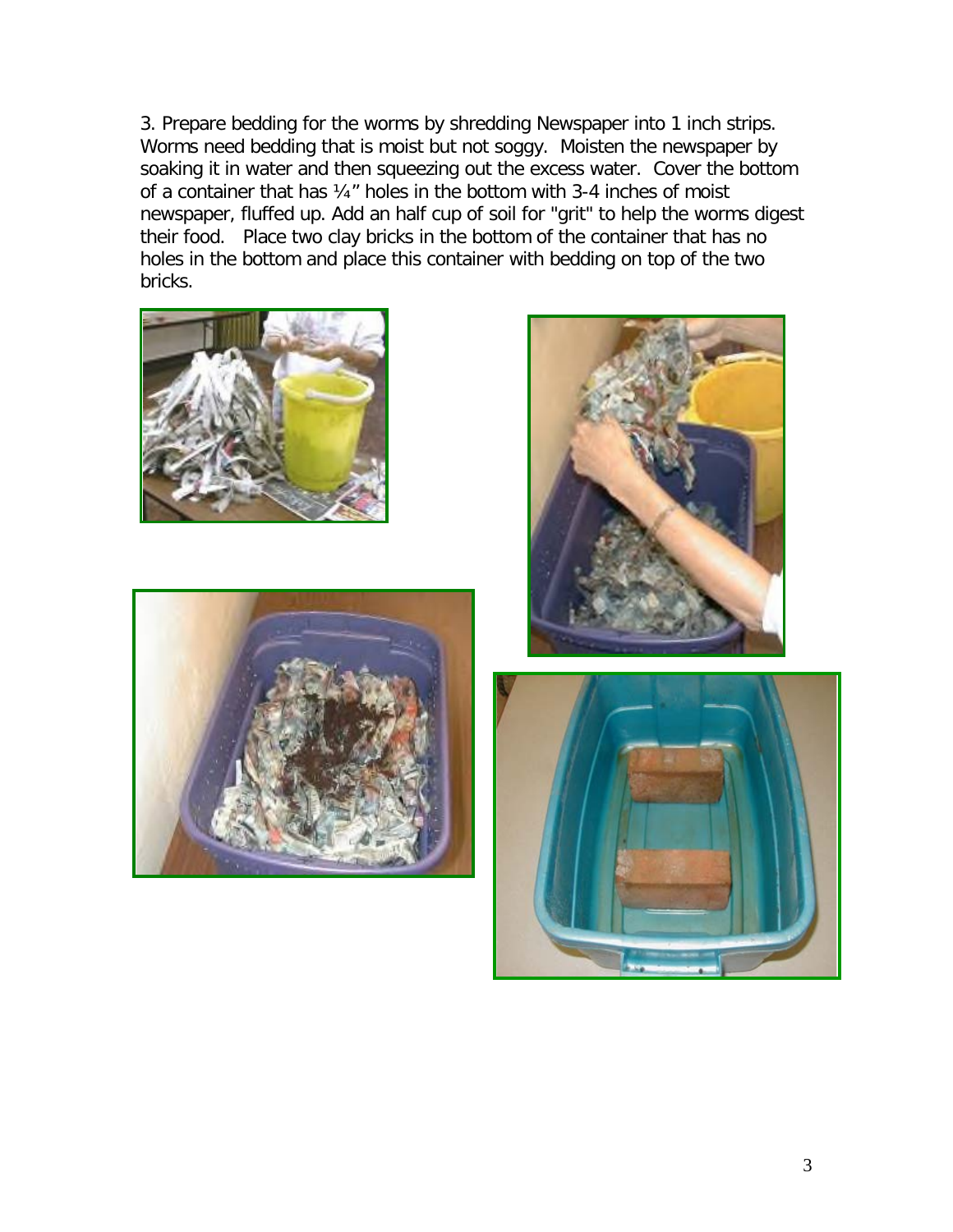3. Prepare bedding for the worms by shredding Newspaper into 1 inch strips. Worms need bedding that is moist but not soggy. Moisten the newspaper by soaking it in water and then squeezing out the excess water. Cover the bottom of a container that has ¼" holes in the bottom with 3-4 inches of moist newspaper, fluffed up. Add an half cup of soil for "grit" to help the worms digest their food. Place two clay bricks in the bottom of the container that has no holes in the bottom and place this container with bedding on top of the two bricks.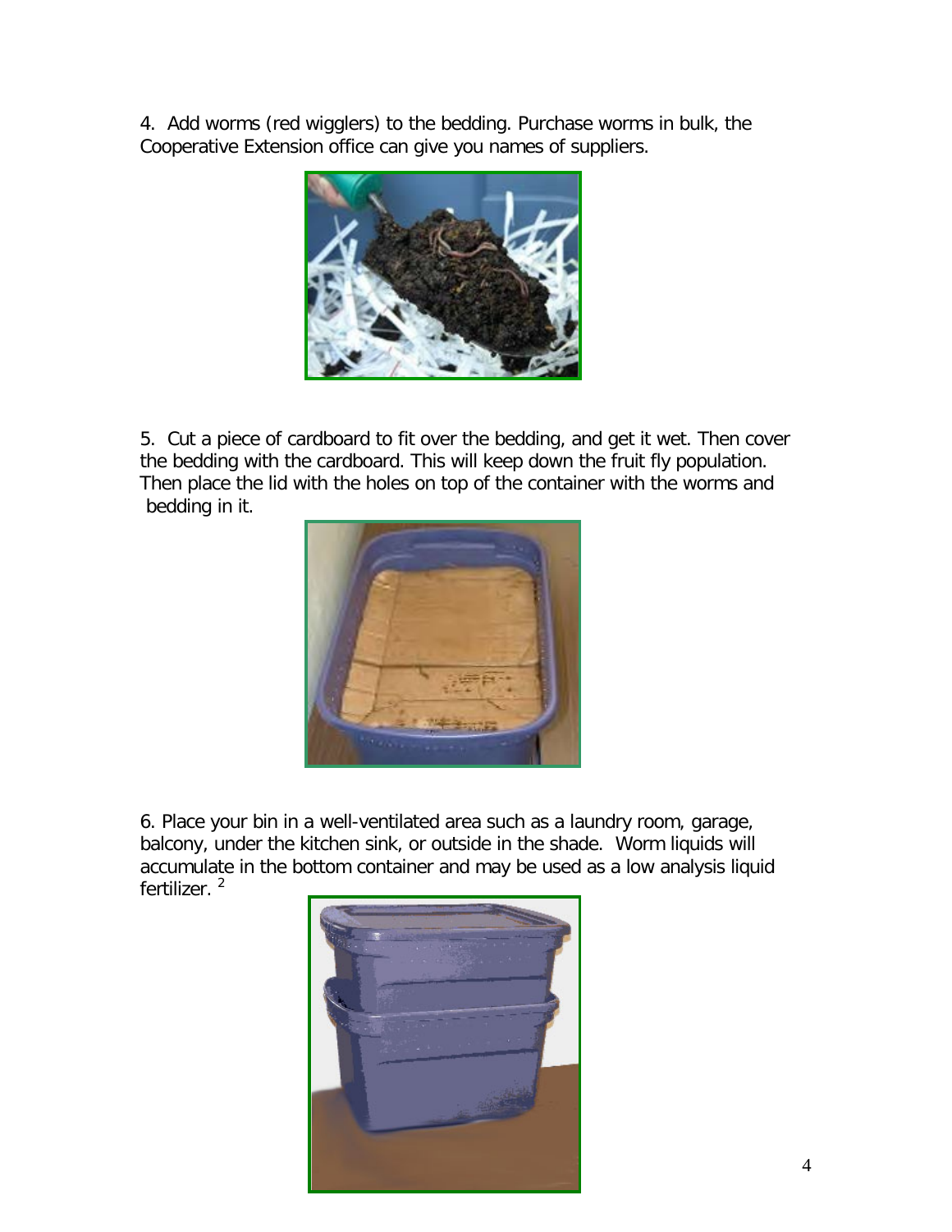4. Add worms (red wigglers) to the bedding. Purchase worms in bulk, the Cooperative Extension office can give you names of suppliers.

5. Cut a piece of cardboard to fit over the bedding, and get it wet. Then cover the bedding with the cardboard. This will keep down the fruit fly population. Then place the lid with the holes on top of the container with the worms and bedding in it.

6. Place your bin in a well-ventilated area such as a laundry room, garage, balcony, under the kitchen sink, or outside in the shade. Worm liquids will accumulate in the bottom container and may be used as a low analysis liquid fertilizer. [2]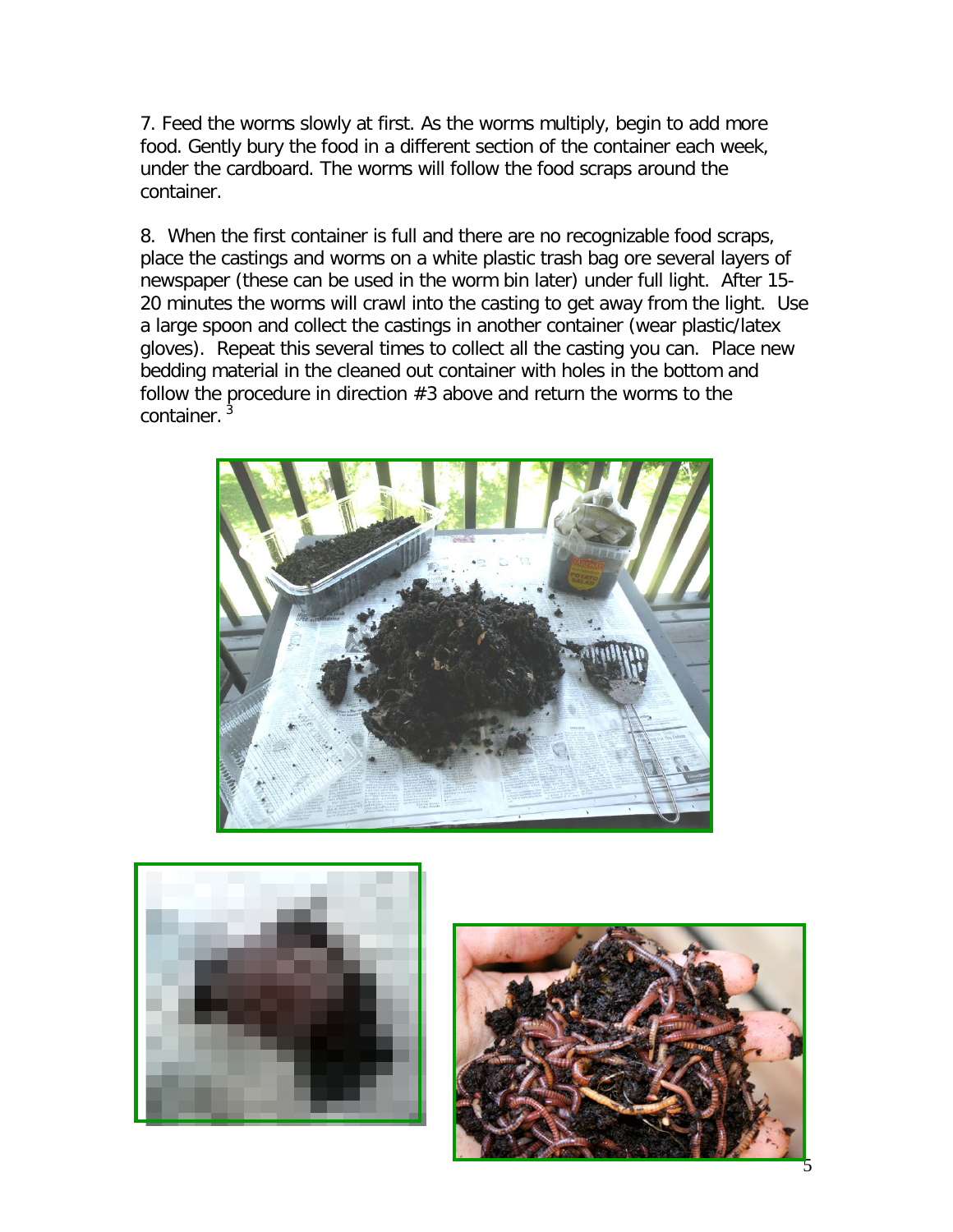7. Feed the worms slowly at first. As the worms multiply, begin to add more food. Gently bury the food in a different section of the container each week, under the cardboard. The worms will follow the food scraps around the container.

8. When the first container is full and there are no recognizable food scraps, place the castings and worms on a white plastic trash bag ore several layers of newspaper (these can be used in the worm bin later) under full light. After 15-20 minutes the worms will crawl into the casting to get away from the light. Use a large spoon and collect the castings in another container (wear plastic/latex gloves). Repeat this several times to collect all the casting you can. Place new bedding material in the cleaned out container with holes in the bottom and follow the procedure in direction #3 above and return the worms to the container. [3]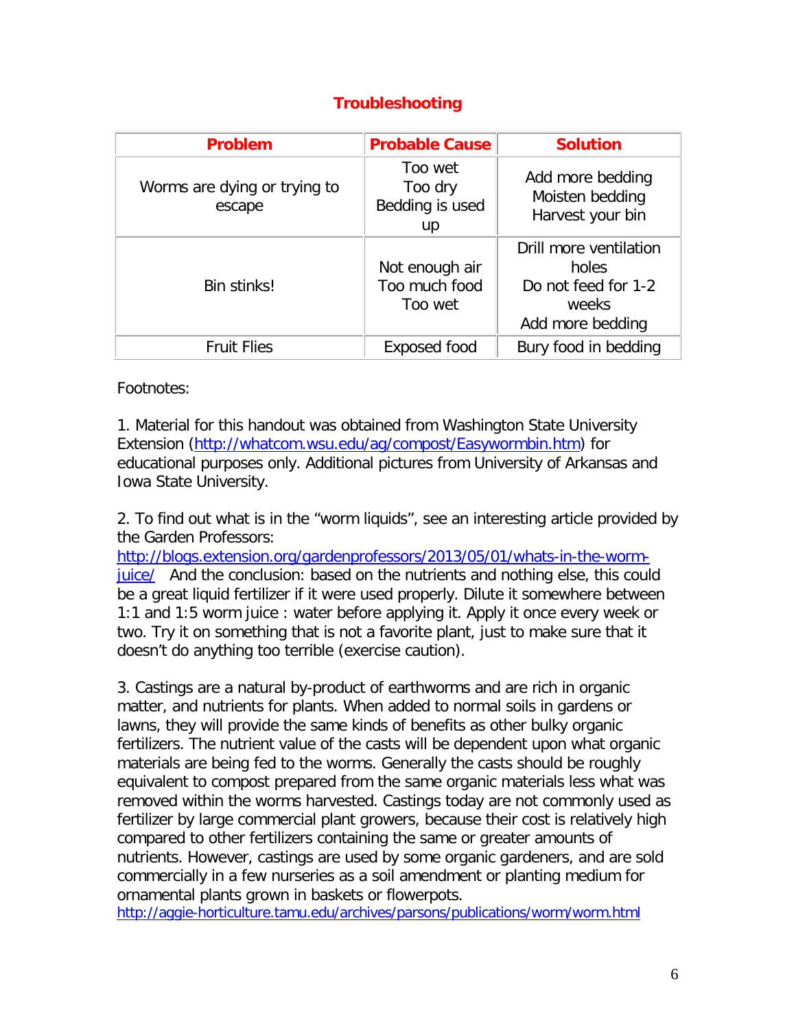## Troubleshooting

| Problem | Probable Cause | Solution |
| --- | --- | --- |
| Worms are dying or trying to escape | Too wet<br>Too dry<br>Bedding is used up | Add more bedding<br>Moisten bedding<br>Harvest your bin |
| Bin stinks! | Not enough air<br>Too much food<br>Too wet | Drill more ventilation holes<br>Do not feed for 1-2 weeks<br>Add more bedding |
| Fruit Flies | Exposed food | Bury food in bedding |

Footnotes:

1. Material for this handout was obtained from Washington State University Extension (http://whatcom.wsu.edu/ag/compost/Easywormbin.htm) for educational purposes only. Additional pictures from University of Arkansas and Iowa State University.

2. To find out what is in the "worm liquids", see an interesting article provided by the Garden Professors: http://blogs.extension.org/gardenprofessors/2013/05/01/whats-in-the-worm-juice/ And the conclusion: based on the nutrients and nothing else, this could be a great liquid fertilizer if it were used properly. Dilute it somewhere between 1:1 and 1:5 worm juice : water before applying it. Apply it once every week or two. Try it on something that is not a favorite plant, just to make sure that it doesn't do anything too terrible (exercise caution).

3. Castings are a natural by-product of earthworms and are rich in organic matter, and nutrients for plants. When added to normal soils in gardens or lawns, they will provide the same kinds of benefits as other bulky organic fertilizers. The nutrient value of the casts will be dependent upon what organic materials are being fed to the worms. Generally the casts should be roughly equivalent to compost prepared from the same organic materials less what was removed within the worms harvested. Castings today are not commonly used as fertilizer by large commercial plant growers, because their cost is relatively high compared to other fertilizers containing the same or greater amounts of nutrients. However, castings are used by some organic gardeners, and are sold commercially in a few nurseries as a soil amendment or planting medium for ornamental plants grown in baskets or flowerpots. http://aggie-horticulture.tamu.edu/archives/parsons/publications/worm/worm.html